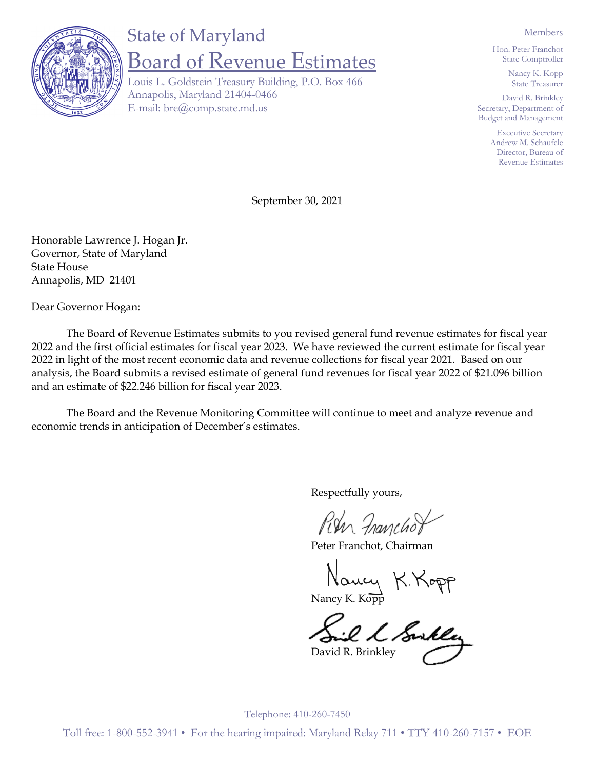# State of Maryland

## Board of Revenue Estimates

Louis L. Goldstein Treasury Building, P.O. Box 466
Annapolis, Maryland 21404-0466
E-mail: bre@comp.state.md.us

Members

Hon. Peter Franchot
State Comptroller

Nancy K. Kopp
State Treasurer

David R. Brinkley
Secretary, Department of
Budget and Management

Executive Secretary
Andrew M. Schaufele
Director, Bureau of
Revenue Estimates

September 30, 2021

Honorable Lawrence J. Hogan Jr.
Governor, State of Maryland
State House
Annapolis, MD 21401

Dear Governor Hogan:

The Board of Revenue Estimates submits to you revised general fund revenue estimates for fiscal year 2022 and the first official estimates for fiscal year 2023. We have reviewed the current estimate for fiscal year 2022 in light of the most recent economic data and revenue collections for fiscal year 2021. Based on our analysis, the Board submits a revised estimate of general fund revenues for fiscal year 2022 of $21.096 billion and an estimate of $22.246 billion for fiscal year 2023.

The Board and the Revenue Monitoring Committee will continue to meet and analyze revenue and economic trends in anticipation of December's estimates.

Respectfully yours,

Peter Franchot, Chairman

Nancy K. Kopp

David R. Brinkley

Telephone: 410-260-7450

Toll free: 1-800-552-3941 • For the hearing impaired: Maryland Relay 711 • TTY 410-260-7157 • EOE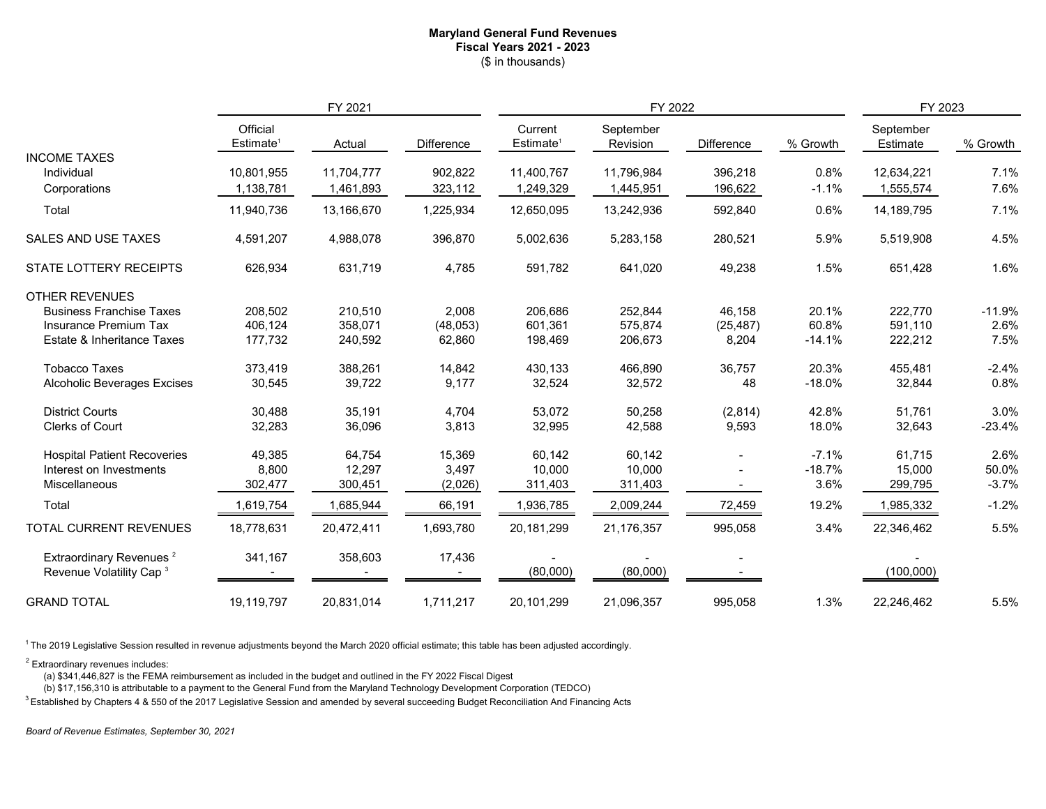**Maryland General Fund Revenues**
**Fiscal Years 2021 - 2023**
($ in thousands)

| | FY 2021 | | | FY 2022 | | | | FY 2023 | |
|---|---|---|---|---|---|---|---|---|---|
| | Official Estimate[1] | Actual | Difference | Current Estimate[1] | September Revision | Difference | % Growth | September Estimate | % Growth |
| INCOME TAXES | | | | | | | | | |
| Individual | 10,801,955 | 11,704,777 | 902,822 | 11,400,767 | 11,796,984 | 396,218 | 0.8% | 12,634,221 | 7.1% |
| Corporations | 1,138,781 | 1,461,893 | 323,112 | 1,249,329 | 1,445,951 | 196,622 | -1.1% | 1,555,574 | 7.6% |
| Total | 11,940,736 | 13,166,670 | 1,225,934 | 12,650,095 | 13,242,936 | 592,840 | 0.6% | 14,189,795 | 7.1% |
| SALES AND USE TAXES | 4,591,207 | 4,988,078 | 396,870 | 5,002,636 | 5,283,158 | 280,521 | 5.9% | 5,519,908 | 4.5% |
| STATE LOTTERY RECEIPTS | 626,934 | 631,719 | 4,785 | 591,782 | 641,020 | 49,238 | 1.5% | 651,428 | 1.6% |
| OTHER REVENUES | | | | | | | | | |
| Business Franchise Taxes | 208,502 | 210,510 | 2,008 | 206,686 | 252,844 | 46,158 | 20.1% | 222,770 | -11.9% |
| Insurance Premium Tax | 406,124 | 358,071 | (48,053) | 601,361 | 575,874 | (25,487) | 60.8% | 591,110 | 2.6% |
| Estate & Inheritance Taxes | 177,732 | 240,592 | 62,860 | 198,469 | 206,673 | 8,204 | -14.1% | 222,212 | 7.5% |
| Tobacco Taxes | 373,419 | 388,261 | 14,842 | 430,133 | 466,890 | 36,757 | 20.3% | 455,481 | -2.4% |
| Alcoholic Beverages Excises | 30,545 | 39,722 | 9,177 | 32,524 | 32,572 | 48 | -18.0% | 32,844 | 0.8% |
| District Courts | 30,488 | 35,191 | 4,704 | 53,072 | 50,258 | (2,814) | 42.8% | 51,761 | 3.0% |
| Clerks of Court | 32,283 | 36,096 | 3,813 | 32,995 | 42,588 | 9,593 | 18.0% | 32,643 | -23.4% |
| Hospital Patient Recoveries | 49,385 | 64,754 | 15,369 | 60,142 | 60,142 | - | -7.1% | 61,715 | 2.6% |
| Interest on Investments | 8,800 | 12,297 | 3,497 | 10,000 | 10,000 | - | -18.7% | 15,000 | 50.0% |
| Miscellaneous | 302,477 | 300,451 | (2,026) | 311,403 | 311,403 | - | 3.6% | 299,795 | -3.7% |
| Total | 1,619,754 | 1,685,944 | 66,191 | 1,936,785 | 2,009,244 | 72,459 | 19.2% | 1,985,332 | -1.2% |
| TOTAL CURRENT REVENUES | 18,778,631 | 20,472,411 | 1,693,780 | 20,181,299 | 21,176,357 | 995,058 | 3.4% | 22,346,462 | 5.5% |
| Extraordinary Revenues [2] | 341,167 | 358,603 | 17,436 | - | - | - | | - | |
| Revenue Volatility Cap [3] | - | - | - | (80,000) | (80,000) | - | | (100,000) | |
| GRAND TOTAL | 19,119,797 | 20,831,014 | 1,711,217 | 20,101,299 | 21,096,357 | 995,058 | 1.3% | 22,246,462 | 5.5% |

[1] The 2019 Legislative Session resulted in revenue adjustments beyond the March 2020 official estimate; this table has been adjusted accordingly.

[2] Extraordinary revenues includes:
(a) $341,446,827 is the FEMA reimbursement as included in the budget and outlined in the FY 2022 Fiscal Digest
(b) $17,156,310 is attributable to a payment to the General Fund from the Maryland Technology Development Corporation (TEDCO)

[3] Established by Chapters 4 & 550 of the 2017 Legislative Session and amended by several succeeding Budget Reconciliation And Financing Acts

*Board of Revenue Estimates, September 30, 2021*